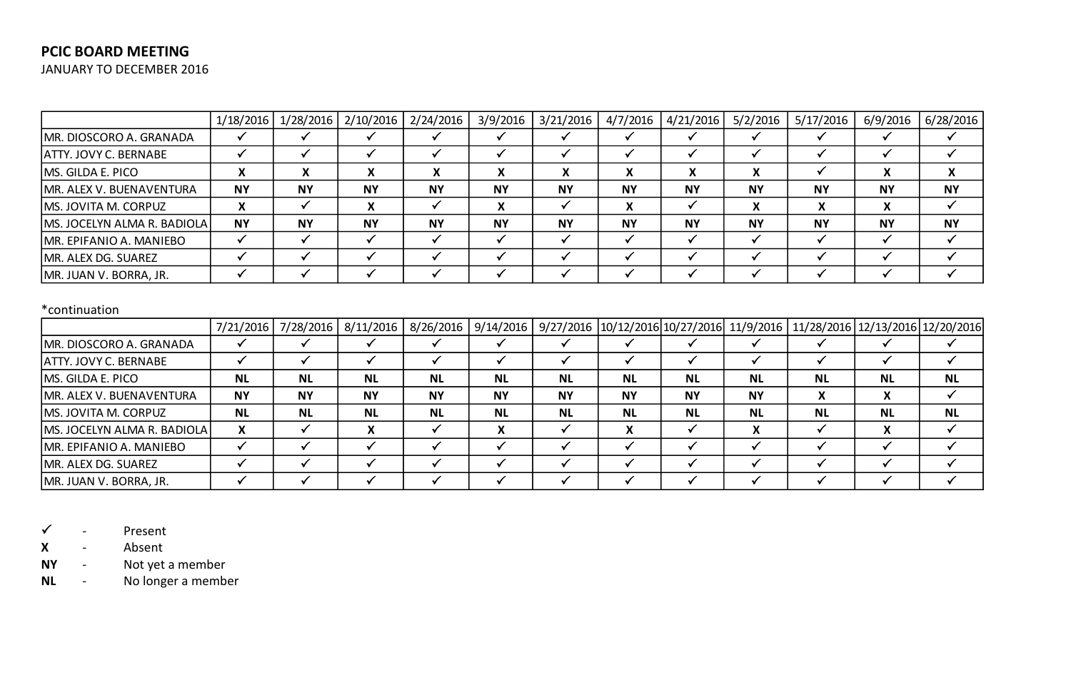**PCIC BOARD MEETING**

JANUARY TO DECEMBER 2016

| | 1/18/2016 | 1/28/2016 | 2/10/2016 | 2/24/2016 | 3/9/2016 | 3/21/2016 | 4/7/2016 | 4/21/2016 | 5/2/2016 | 5/17/2016 | 6/9/2016 | 6/28/2016 |
|---|---|---|---|---|---|---|---|---|---|---|---|---|
| MR. DIOSCORO A. GRANADA | ✓ | ✓ | ✓ | ✓ | ✓ | ✓ | ✓ | ✓ | ✓ | ✓ | ✓ | ✓ |
| ATTY. JOVY C. BERNABE | ✓ | ✓ | ✓ | ✓ | ✓ | ✓ | ✓ | ✓ | ✓ | ✓ | ✓ | ✓ |
| MS. GILDA E. PICO | **X** | **X** | **X** | **X** | **X** | **X** | **X** | **X** | **X** | ✓ | **X** | **X** |
| MR. ALEX V. BUENAVENTURA | **NY** | **NY** | **NY** | **NY** | **NY** | **NY** | **NY** | **NY** | **NY** | **NY** | **NY** | **NY** |
| MS. JOVITA M. CORPUZ | **X** | ✓ | **X** | ✓ | **X** | ✓ | **X** | ✓ | **X** | **X** | **X** | ✓ |
| MS. JOCELYN ALMA R. BADIOLA | **NY** | **NY** | **NY** | **NY** | **NY** | **NY** | **NY** | **NY** | **NY** | **NY** | **NY** | **NY** |
| MR. EPIFANIO A. MANIEBO | ✓ | ✓ | ✓ | ✓ | ✓ | ✓ | ✓ | ✓ | ✓ | ✓ | ✓ | ✓ |
| MR. ALEX DG. SUAREZ | ✓ | ✓ | ✓ | ✓ | ✓ | ✓ | ✓ | ✓ | ✓ | ✓ | ✓ | ✓ |
| MR. JUAN V. BORRA, JR. | ✓ | ✓ | ✓ | ✓ | ✓ | ✓ | ✓ | ✓ | ✓ | ✓ | ✓ | ✓ |

*continuation

| | 7/21/2016 | 7/28/2016 | 8/11/2016 | 8/26/2016 | 9/14/2016 | 9/27/2016 | 10/12/2016 | 10/27/2016 | 11/9/2016 | 11/28/2016 | 12/13/2016 | 12/20/2016 |
|---|---|---|---|---|---|---|---|---|---|---|---|---|
| MR. DIOSCORO A. GRANADA | ✓ | ✓ | ✓ | ✓ | ✓ | ✓ | ✓ | ✓ | ✓ | ✓ | ✓ | ✓ |
| ATTY. JOVY C. BERNABE | ✓ | ✓ | ✓ | ✓ | ✓ | ✓ | ✓ | ✓ | ✓ | ✓ | ✓ | ✓ |
| MS. GILDA E. PICO | **NL** | **NL** | **NL** | **NL** | **NL** | **NL** | **NL** | **NL** | **NL** | **NL** | **NL** | **NL** |
| MR. ALEX V. BUENAVENTURA | **NY** | **NY** | **NY** | **NY** | **NY** | **NY** | **NY** | **NY** | **NY** | **X** | **X** | ✓ |
| MS. JOVITA M. CORPUZ | **NL** | **NL** | **NL** | **NL** | **NL** | **NL** | **NL** | **NL** | **NL** | **NL** | **NL** | **NL** |
| MS. JOCELYN ALMA R. BADIOLA | **X** | ✓ | **X** | ✓ | **X** | ✓ | **X** | ✓ | **X** | ✓ | **X** | ✓ |
| MR. EPIFANIO A. MANIEBO | ✓ | ✓ | ✓ | ✓ | ✓ | ✓ | ✓ | ✓ | ✓ | ✓ | ✓ | ✓ |
| MR. ALEX DG. SUAREZ | ✓ | ✓ | ✓ | ✓ | ✓ | ✓ | ✓ | ✓ | ✓ | ✓ | ✓ | ✓ |
| MR. JUAN V. BORRA, JR. | ✓ | ✓ | ✓ | ✓ | ✓ | ✓ | ✓ | ✓ | ✓ | ✓ | ✓ | ✓ |

✓ - Present

**X** - Absent

**NY** - Not yet a member

**NL** - No longer a member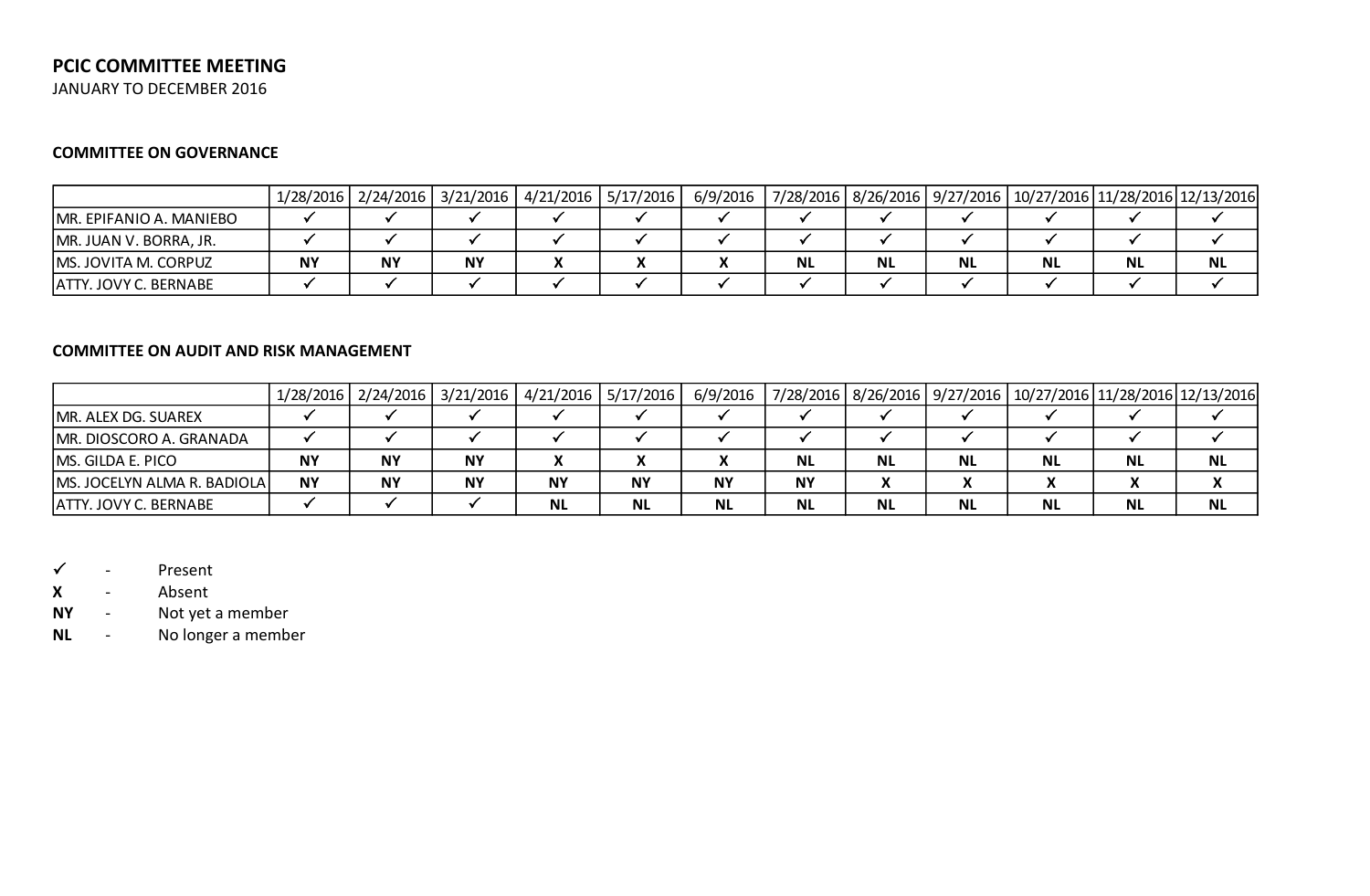**PCIC COMMITTEE MEETING**

JANUARY TO DECEMBER 2016

**COMMITTEE ON GOVERNANCE**

| | 1/28/2016 | 2/24/2016 | 3/21/2016 | 4/21/2016 | 5/17/2016 | 6/9/2016 | 7/28/2016 | 8/26/2016 | 9/27/2016 | 10/27/2016 | 11/28/2016 | 12/13/2016 |
|---|---|---|---|---|---|---|---|---|---|---|---|---|
| MR. EPIFANIO A. MANIEBO | ✓ | ✓ | ✓ | ✓ | ✓ | ✓ | ✓ | ✓ | ✓ | ✓ | ✓ | ✓ |
| MR. JUAN V. BORRA, JR. | ✓ | ✓ | ✓ | ✓ | ✓ | ✓ | ✓ | ✓ | ✓ | ✓ | ✓ | ✓ |
| MS. JOVITA M. CORPUZ | **NY** | **NY** | **NY** | **X** | **X** | **X** | **NL** | **NL** | **NL** | **NL** | **NL** | **NL** |
| ATTY. JOVY C. BERNABE | ✓ | ✓ | ✓ | ✓ | ✓ | ✓ | ✓ | ✓ | ✓ | ✓ | ✓ | ✓ |

**COMMITTEE ON AUDIT AND RISK MANAGEMENT**

| | 1/28/2016 | 2/24/2016 | 3/21/2016 | 4/21/2016 | 5/17/2016 | 6/9/2016 | 7/28/2016 | 8/26/2016 | 9/27/2016 | 10/27/2016 | 11/28/2016 | 12/13/2016 |
|---|---|---|---|---|---|---|---|---|---|---|---|---|
| MR. ALEX DG. SUAREX | ✓ | ✓ | ✓ | ✓ | ✓ | ✓ | ✓ | ✓ | ✓ | ✓ | ✓ | ✓ |
| MR. DIOSCORO A. GRANADA | ✓ | ✓ | ✓ | ✓ | ✓ | ✓ | ✓ | ✓ | ✓ | ✓ | ✓ | ✓ |
| MS. GILDA E. PICO | **NY** | **NY** | **NY** | **X** | **X** | **X** | **NL** | **NL** | **NL** | **NL** | **NL** | **NL** |
| MS. JOCELYN ALMA R. BADIOLA | **NY** | **NY** | **NY** | **NY** | **NY** | **NY** | **NY** | **X** | **X** | **X** | **X** | **X** |
| ATTY. JOVY C. BERNABE | ✓ | ✓ | ✓ | **NL** | **NL** | **NL** | **NL** | **NL** | **NL** | **NL** | **NL** | **NL** |

✓ - Present

**X** - Absent

**NY** - Not yet a member

**NL** - No longer a member